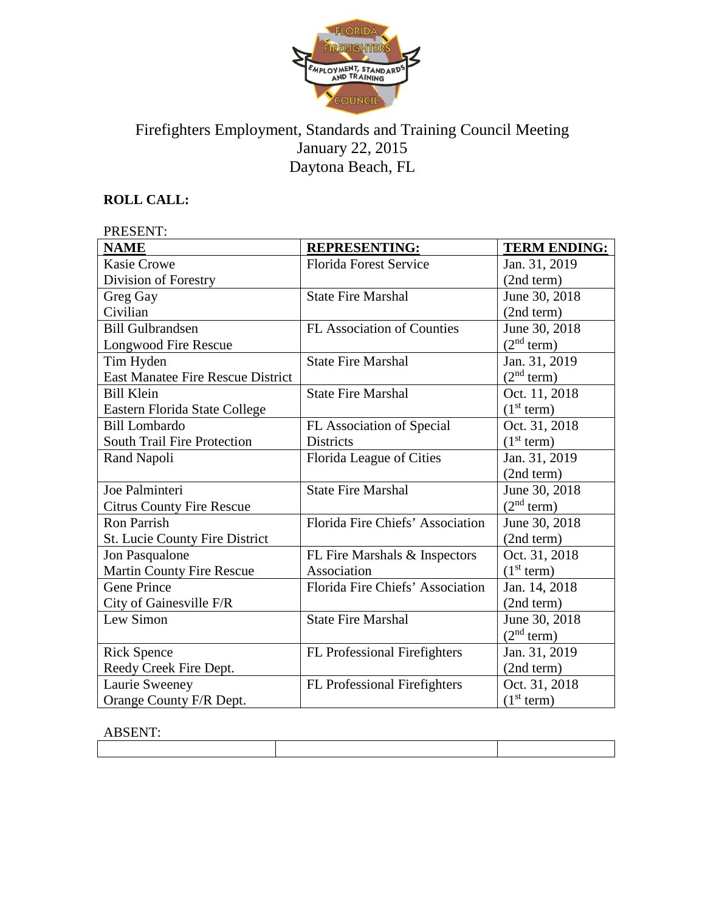# Firefighters Employment, Standards and Training Council Meeting
## January 22, 2015
## Daytona Beach, FL

**ROLL CALL:**

PRESENT:

| NAME | REPRESENTING: | TERM ENDING: |
|---|---|---|
| Kasie Crowe<br>Division of Forestry | Florida Forest Service | Jan. 31, 2019<br>(2nd term) |
| Greg Gay<br>Civilian | State Fire Marshal | June 30, 2018<br>(2nd term) |
| Bill Gulbrandsen<br>Longwood Fire Rescue | FL Association of Counties | June 30, 2018<br>(2nd term) |
| Tim Hyden<br>East Manatee Fire Rescue District | State Fire Marshal | Jan. 31, 2019<br>(2nd term) |
| Bill Klein<br>Eastern Florida State College | State Fire Marshal | Oct. 11, 2018<br>(1st term) |
| Bill Lombardo<br>South Trail Fire Protection | FL Association of Special Districts | Oct. 31, 2018<br>(1st term) |
| Rand Napoli | Florida League of Cities | Jan. 31, 2019<br>(2nd term) |
| Joe Palminteri<br>Citrus County Fire Rescue | State Fire Marshal | June 30, 2018<br>(2nd term) |
| Ron Parrish<br>St. Lucie County Fire District | Florida Fire Chiefs' Association | June 30, 2018<br>(2nd term) |
| Jon Pasqualone<br>Martin County Fire Rescue | FL Fire Marshals & Inspectors Association | Oct. 31, 2018<br>(1st term) |
| Gene Prince<br>City of Gainesville F/R | Florida Fire Chiefs' Association | Jan. 14, 2018<br>(2nd term) |
| Lew Simon | State Fire Marshal | June 30, 2018<br>(2nd term) |
| Rick Spence<br>Reedy Creek Fire Dept. | FL Professional Firefighters | Jan. 31, 2019<br>(2nd term) |
| Laurie Sweeney<br>Orange County F/R Dept. | FL Professional Firefighters | Oct. 31, 2018<br>(1st term) |

ABSENT:

| | | |
|---|---|---|
| | | |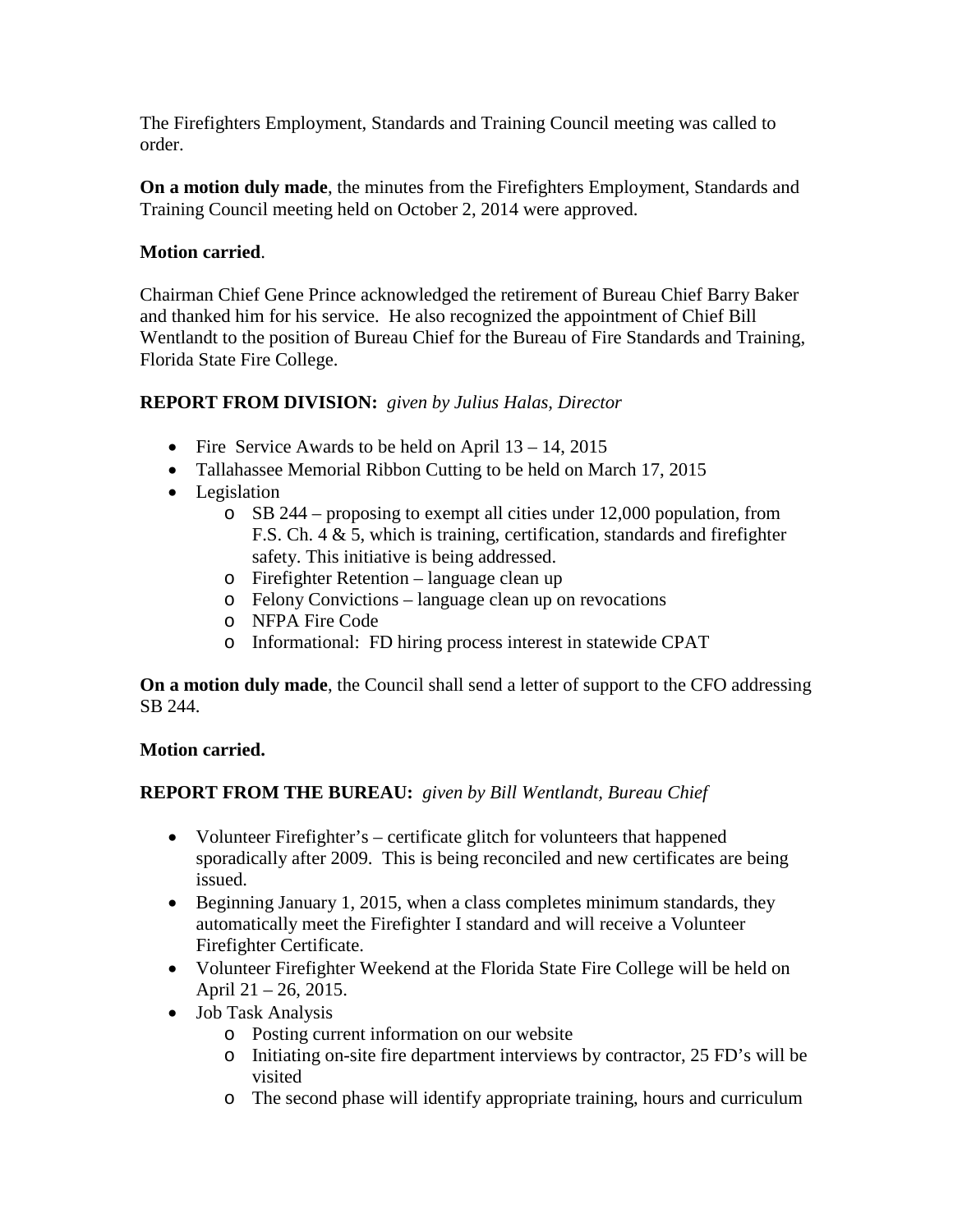The Firefighters Employment, Standards and Training Council meeting was called to order.

**On a motion duly made**, the minutes from the Firefighters Employment, Standards and Training Council meeting held on October 2, 2014 were approved.

**Motion carried**.

Chairman Chief Gene Prince acknowledged the retirement of Bureau Chief Barry Baker and thanked him for his service. He also recognized the appointment of Chief Bill Wentlandt to the position of Bureau Chief for the Bureau of Fire Standards and Training, Florida State Fire College.

**REPORT FROM DIVISION:** *given by Julius Halas, Director*

- Fire Service Awards to be held on April 13 – 14, 2015
- Tallahassee Memorial Ribbon Cutting to be held on March 17, 2015
- Legislation
    - SB 244 – proposing to exempt all cities under 12,000 population, from F.S. Ch. 4 & 5, which is training, certification, standards and firefighter safety. This initiative is being addressed.
    - Firefighter Retention – language clean up
    - Felony Convictions – language clean up on revocations
    - NFPA Fire Code
    - Informational: FD hiring process interest in statewide CPAT

**On a motion duly made**, the Council shall send a letter of support to the CFO addressing SB 244.

**Motion carried.**

**REPORT FROM THE BUREAU:** *given by Bill Wentlandt, Bureau Chief*

- Volunteer Firefighter's – certificate glitch for volunteers that happened sporadically after 2009. This is being reconciled and new certificates are being issued.
- Beginning January 1, 2015, when a class completes minimum standards, they automatically meet the Firefighter I standard and will receive a Volunteer Firefighter Certificate.
- Volunteer Firefighter Weekend at the Florida State Fire College will be held on April 21 – 26, 2015.
- Job Task Analysis
    - Posting current information on our website
    - Initiating on-site fire department interviews by contractor, 25 FD's will be visited
    - The second phase will identify appropriate training, hours and curriculum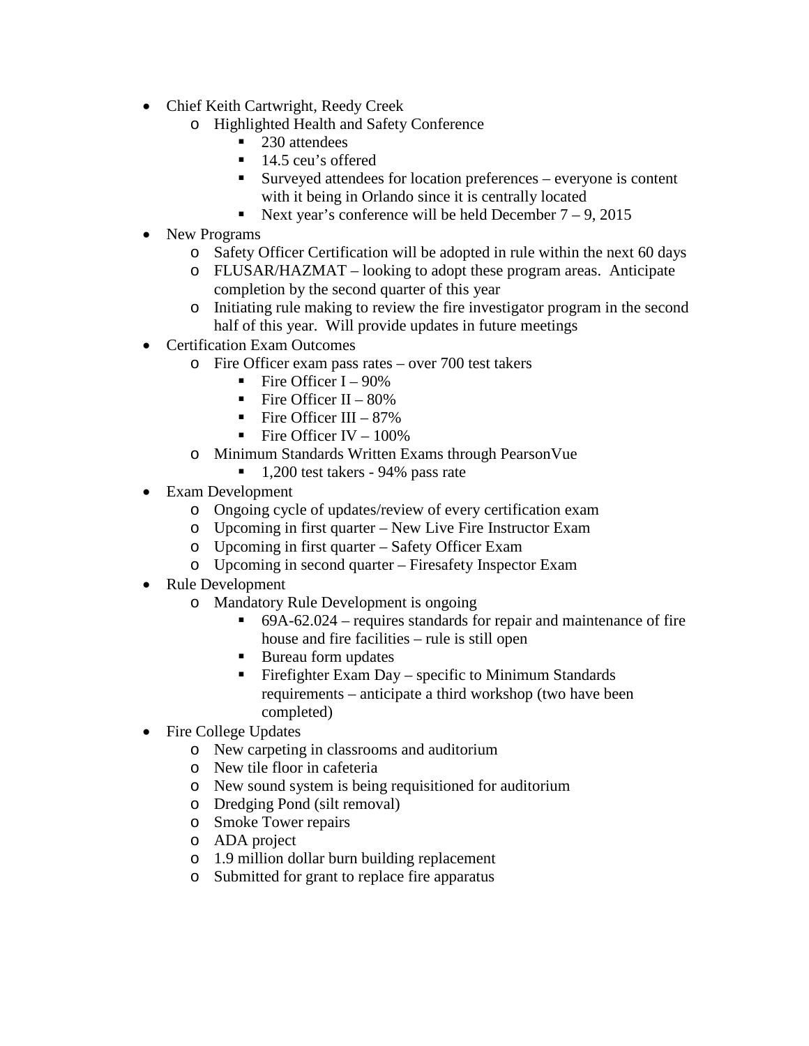- Chief Keith Cartwright, Reedy Creek
  - Highlighted Health and Safety Conference
    - 230 attendees
    - 14.5 ceu's offered
    - Surveyed attendees for location preferences – everyone is content with it being in Orlando since it is centrally located
    - Next year's conference will be held December 7 – 9, 2015
- New Programs
  - Safety Officer Certification will be adopted in rule within the next 60 days
  - FLUSAR/HAZMAT – looking to adopt these program areas. Anticipate completion by the second quarter of this year
  - Initiating rule making to review the fire investigator program in the second half of this year. Will provide updates in future meetings
- Certification Exam Outcomes
  - Fire Officer exam pass rates – over 700 test takers
    - Fire Officer I – 90%
    - Fire Officer II – 80%
    - Fire Officer III – 87%
    - Fire Officer IV – 100%
  - Minimum Standards Written Exams through PearsonVue
    - 1,200 test takers - 94% pass rate
- Exam Development
  - Ongoing cycle of updates/review of every certification exam
  - Upcoming in first quarter – New Live Fire Instructor Exam
  - Upcoming in first quarter – Safety Officer Exam
  - Upcoming in second quarter – Firesafety Inspector Exam
- Rule Development
  - Mandatory Rule Development is ongoing
    - 69A-62.024 – requires standards for repair and maintenance of fire house and fire facilities – rule is still open
    - Bureau form updates
    - Firefighter Exam Day – specific to Minimum Standards requirements – anticipate a third workshop (two have been completed)
- Fire College Updates
  - New carpeting in classrooms and auditorium
  - New tile floor in cafeteria
  - New sound system is being requisitioned for auditorium
  - Dredging Pond (silt removal)
  - Smoke Tower repairs
  - ADA project
  - 1.9 million dollar burn building replacement
  - Submitted for grant to replace fire apparatus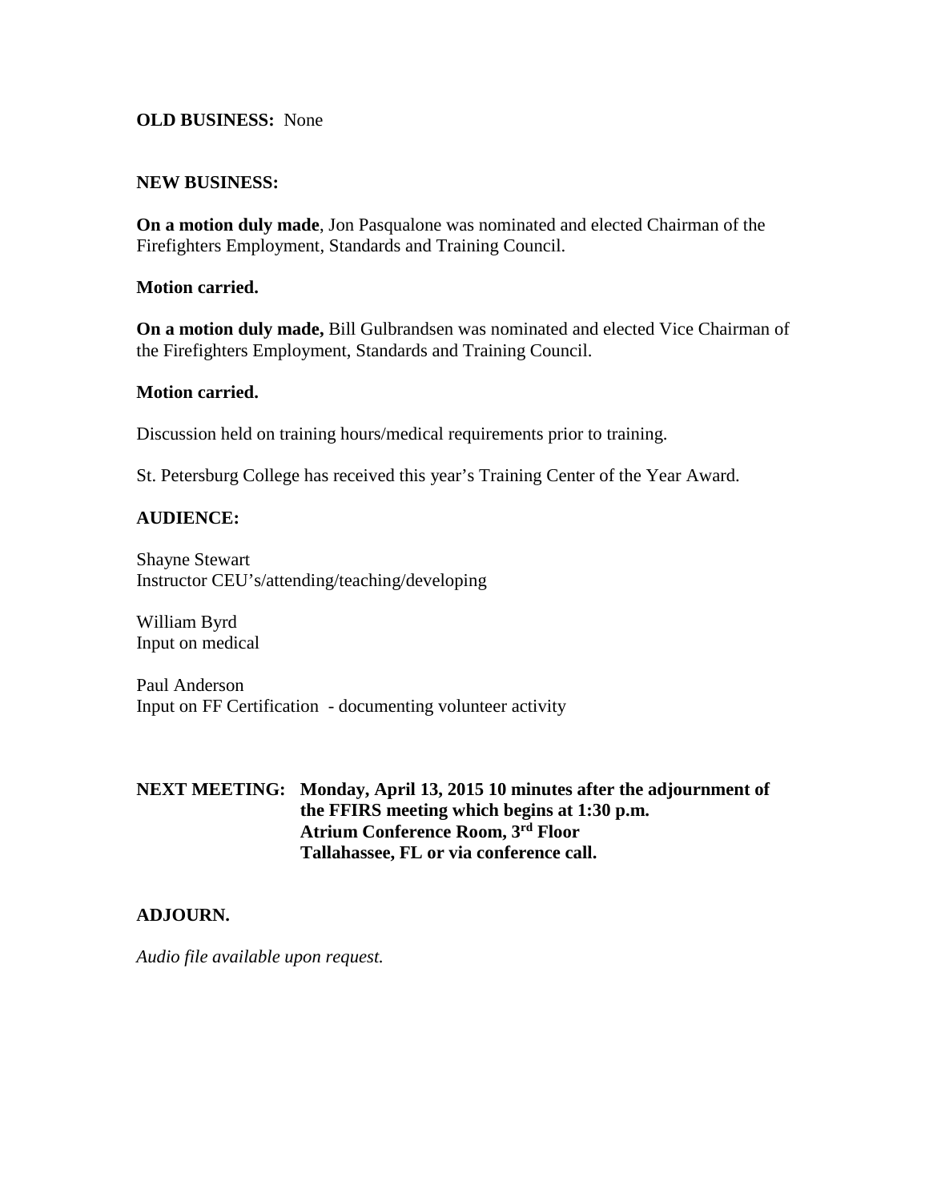**OLD BUSINESS:** None

**NEW BUSINESS:**

**On a motion duly made**, Jon Pasqualone was nominated and elected Chairman of the Firefighters Employment, Standards and Training Council.

**Motion carried.**

**On a motion duly made,** Bill Gulbrandsen was nominated and elected Vice Chairman of the Firefighters Employment, Standards and Training Council.

**Motion carried.**

Discussion held on training hours/medical requirements prior to training.

St. Petersburg College has received this year's Training Center of the Year Award.

**AUDIENCE:**

Shayne Stewart
Instructor CEU's/attending/teaching/developing

William Byrd
Input on medical

Paul Anderson
Input on FF Certification - documenting volunteer activity

**NEXT MEETING: Monday, April 13, 2015 10 minutes after the adjournment of the FFIRS meeting which begins at 1:30 p.m.**
**Atrium Conference Room, 3rd Floor**
**Tallahassee, FL or via conference call.**

**ADJOURN.**

*Audio file available upon request.*